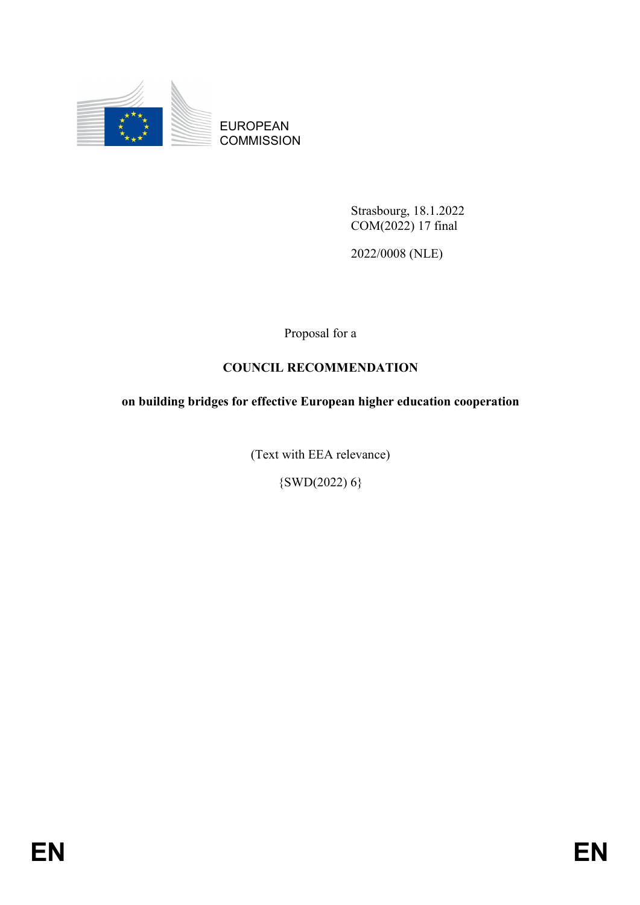EUROPEAN COMMISSION

Strasbourg, 18.1.2022
COM(2022) 17 final

2022/0008 (NLE)

Proposal for a

**COUNCIL RECOMMENDATION**

**on building bridges for effective European higher education cooperation**

(Text with EEA relevance)

{SWD(2022) 6}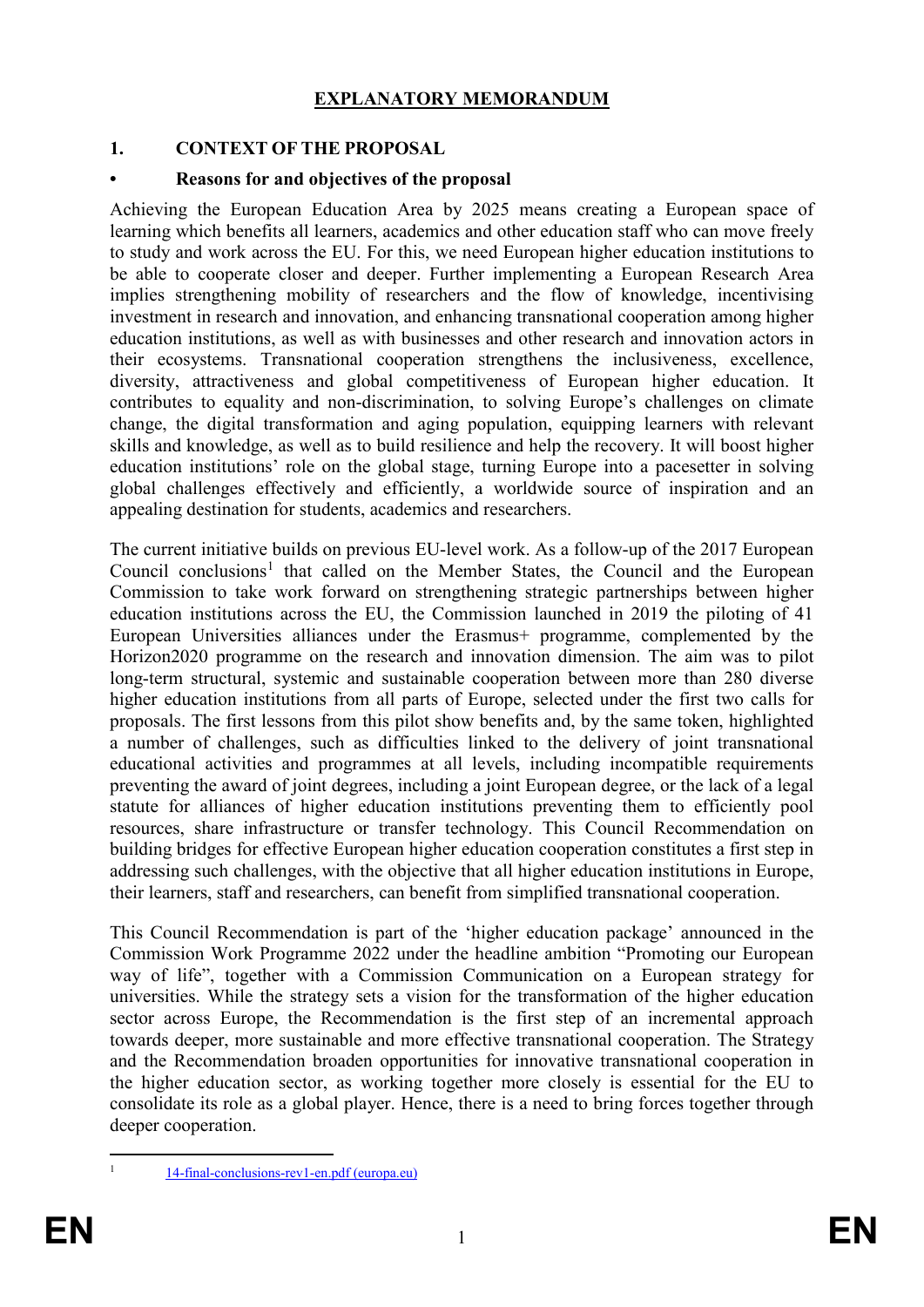# EXPLANATORY MEMORANDUM

## 1. CONTEXT OF THE PROPOSAL

### • Reasons for and objectives of the proposal

Achieving the European Education Area by 2025 means creating a European space of learning which benefits all learners, academics and other education staff who can move freely to study and work across the EU. For this, we need European higher education institutions to be able to cooperate closer and deeper. Further implementing a European Research Area implies strengthening mobility of researchers and the flow of knowledge, incentivising investment in research and innovation, and enhancing transnational cooperation among higher education institutions, as well as with businesses and other research and innovation actors in their ecosystems. Transnational cooperation strengthens the inclusiveness, excellence, diversity, attractiveness and global competitiveness of European higher education. It contributes to equality and non-discrimination, to solving Europe's challenges on climate change, the digital transformation and aging population, equipping learners with relevant skills and knowledge, as well as to build resilience and help the recovery. It will boost higher education institutions' role on the global stage, turning Europe into a pacesetter in solving global challenges effectively and efficiently, a worldwide source of inspiration and an appealing destination for students, academics and researchers.

The current initiative builds on previous EU-level work. As a follow-up of the 2017 European Council conclusions[1] that called on the Member States, the Council and the European Commission to take work forward on strengthening strategic partnerships between higher education institutions across the EU, the Commission launched in 2019 the piloting of 41 European Universities alliances under the Erasmus+ programme, complemented by the Horizon2020 programme on the research and innovation dimension. The aim was to pilot long-term structural, systemic and sustainable cooperation between more than 280 diverse higher education institutions from all parts of Europe, selected under the first two calls for proposals. The first lessons from this pilot show benefits and, by the same token, highlighted a number of challenges, such as difficulties linked to the delivery of joint transnational educational activities and programmes at all levels, including incompatible requirements preventing the award of joint degrees, including a joint European degree, or the lack of a legal statute for alliances of higher education institutions preventing them to efficiently pool resources, share infrastructure or transfer technology. This Council Recommendation on building bridges for effective European higher education cooperation constitutes a first step in addressing such challenges, with the objective that all higher education institutions in Europe, their learners, staff and researchers, can benefit from simplified transnational cooperation.

This Council Recommendation is part of the 'higher education package' announced in the Commission Work Programme 2022 under the headline ambition "Promoting our European way of life", together with a Commission Communication on a European strategy for universities. While the strategy sets a vision for the transformation of the higher education sector across Europe, the Recommendation is the first step of an incremental approach towards deeper, more sustainable and more effective transnational cooperation. The Strategy and the Recommendation broaden opportunities for innovative transnational cooperation in the higher education sector, as working together more closely is essential for the EU to consolidate its role as a global player. Hence, there is a need to bring forces together through deeper cooperation.

---

[1] 14-final-conclusions-rev1-en.pdf (europa.eu)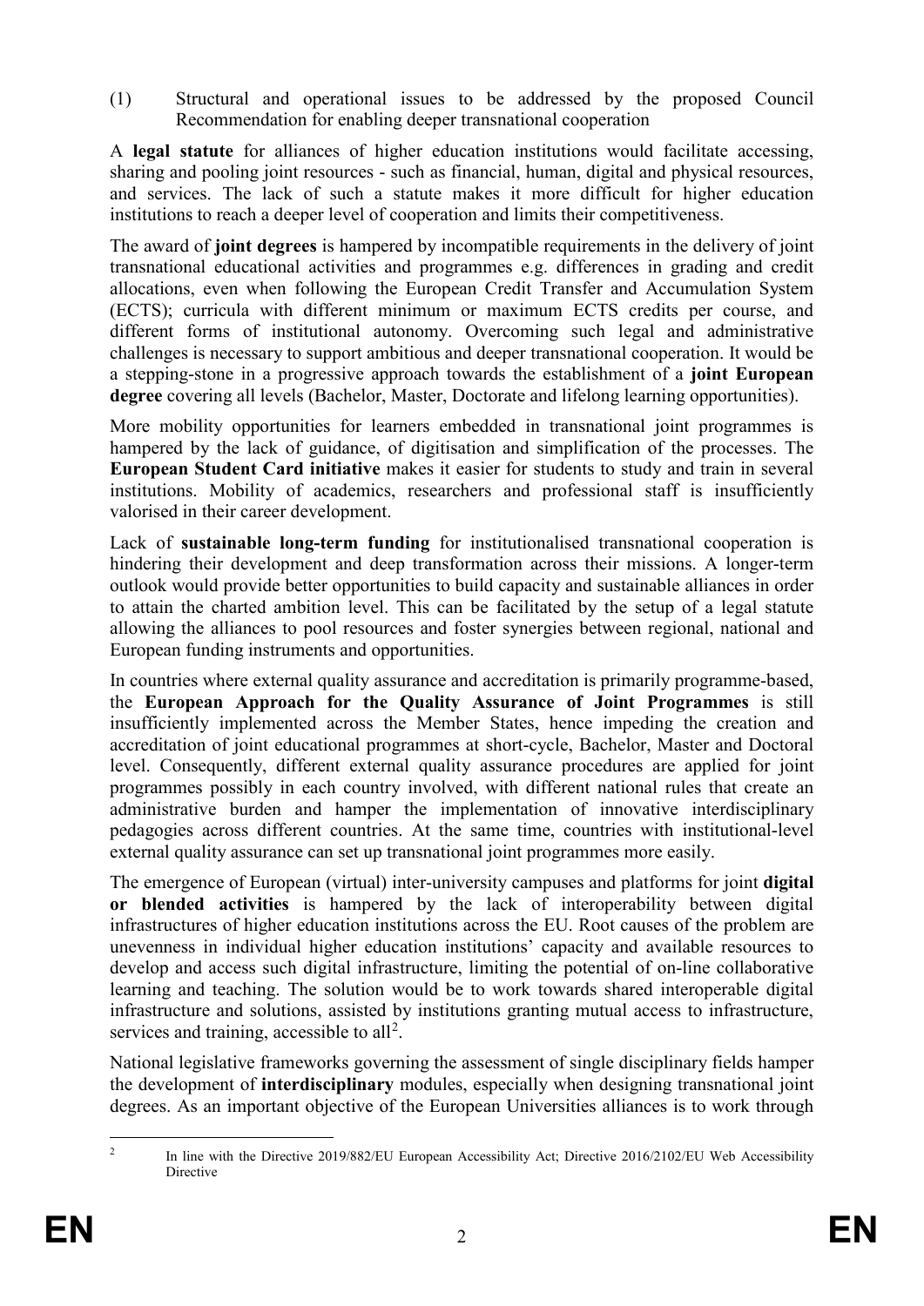(1) Structural and operational issues to be addressed by the proposed Council Recommendation for enabling deeper transnational cooperation

A **legal statute** for alliances of higher education institutions would facilitate accessing, sharing and pooling joint resources - such as financial, human, digital and physical resources, and services. The lack of such a statute makes it more difficult for higher education institutions to reach a deeper level of cooperation and limits their competitiveness.

The award of **joint degrees** is hampered by incompatible requirements in the delivery of joint transnational educational activities and programmes e.g. differences in grading and credit allocations, even when following the European Credit Transfer and Accumulation System (ECTS); curricula with different minimum or maximum ECTS credits per course, and different forms of institutional autonomy. Overcoming such legal and administrative challenges is necessary to support ambitious and deeper transnational cooperation. It would be a stepping-stone in a progressive approach towards the establishment of a **joint European degree** covering all levels (Bachelor, Master, Doctorate and lifelong learning opportunities).

More mobility opportunities for learners embedded in transnational joint programmes is hampered by the lack of guidance, of digitisation and simplification of the processes. The **European Student Card initiative** makes it easier for students to study and train in several institutions. Mobility of academics, researchers and professional staff is insufficiently valorised in their career development.

Lack of **sustainable long-term funding** for institutionalised transnational cooperation is hindering their development and deep transformation across their missions. A longer-term outlook would provide better opportunities to build capacity and sustainable alliances in order to attain the charted ambition level. This can be facilitated by the setup of a legal statute allowing the alliances to pool resources and foster synergies between regional, national and European funding instruments and opportunities.

In countries where external quality assurance and accreditation is primarily programme-based, the **European Approach for the Quality Assurance of Joint Programmes** is still insufficiently implemented across the Member States, hence impeding the creation and accreditation of joint educational programmes at short-cycle, Bachelor, Master and Doctoral level. Consequently, different external quality assurance procedures are applied for joint programmes possibly in each country involved, with different national rules that create an administrative burden and hamper the implementation of innovative interdisciplinary pedagogies across different countries. At the same time, countries with institutional-level external quality assurance can set up transnational joint programmes more easily.

The emergence of European (virtual) inter-university campuses and platforms for joint **digital or blended activities** is hampered by the lack of interoperability between digital infrastructures of higher education institutions across the EU. Root causes of the problem are unevenness in individual higher education institutions' capacity and available resources to develop and access such digital infrastructure, limiting the potential of on-line collaborative learning and teaching. The solution would be to work towards shared interoperable digital infrastructure and solutions, assisted by institutions granting mutual access to infrastructure, services and training, accessible to all[2].

National legislative frameworks governing the assessment of single disciplinary fields hamper the development of **interdisciplinary** modules, especially when designing transnational joint degrees. As an important objective of the European Universities alliances is to work through

---

[2] In line with the Directive 2019/882/EU European Accessibility Act; Directive 2016/2102/EU Web Accessibility Directive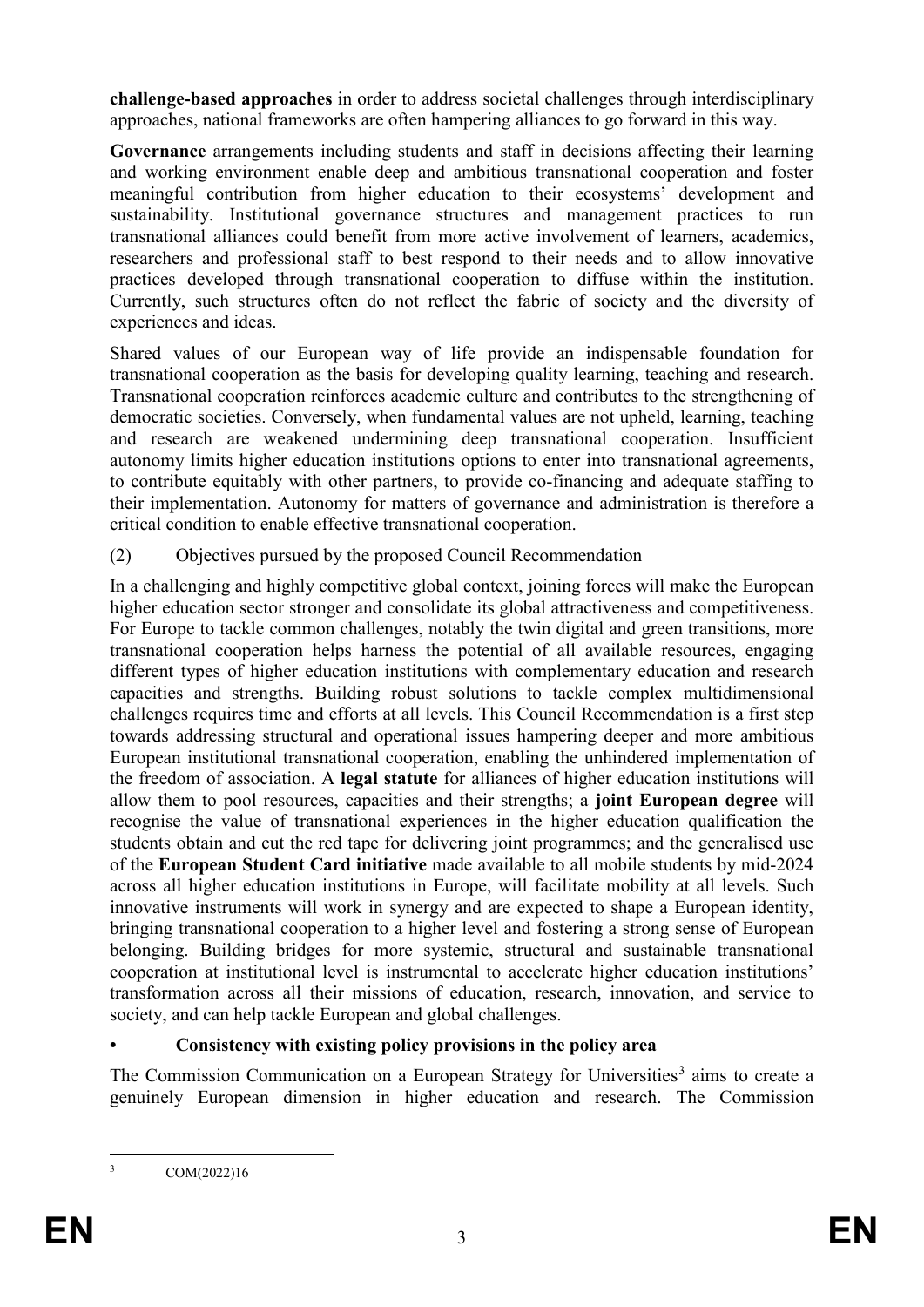**challenge-based approaches** in order to address societal challenges through interdisciplinary approaches, national frameworks are often hampering alliances to go forward in this way.

**Governance** arrangements including students and staff in decisions affecting their learning and working environment enable deep and ambitious transnational cooperation and foster meaningful contribution from higher education to their ecosystems' development and sustainability. Institutional governance structures and management practices to run transnational alliances could benefit from more active involvement of learners, academics, researchers and professional staff to best respond to their needs and to allow innovative practices developed through transnational cooperation to diffuse within the institution. Currently, such structures often do not reflect the fabric of society and the diversity of experiences and ideas.

Shared values of our European way of life provide an indispensable foundation for transnational cooperation as the basis for developing quality learning, teaching and research. Transnational cooperation reinforces academic culture and contributes to the strengthening of democratic societies. Conversely, when fundamental values are not upheld, learning, teaching and research are weakened undermining deep transnational cooperation. Insufficient autonomy limits higher education institutions options to enter into transnational agreements, to contribute equitably with other partners, to provide co-financing and adequate staffing to their implementation. Autonomy for matters of governance and administration is therefore a critical condition to enable effective transnational cooperation.

(2) Objectives pursued by the proposed Council Recommendation

In a challenging and highly competitive global context, joining forces will make the European higher education sector stronger and consolidate its global attractiveness and competitiveness. For Europe to tackle common challenges, notably the twin digital and green transitions, more transnational cooperation helps harness the potential of all available resources, engaging different types of higher education institutions with complementary education and research capacities and strengths. Building robust solutions to tackle complex multidimensional challenges requires time and efforts at all levels. This Council Recommendation is a first step towards addressing structural and operational issues hampering deeper and more ambitious European institutional transnational cooperation, enabling the unhindered implementation of the freedom of association. A **legal statute** for alliances of higher education institutions will allow them to pool resources, capacities and their strengths; a **joint European degree** will recognise the value of transnational experiences in the higher education qualification the students obtain and cut the red tape for delivering joint programmes; and the generalised use of the **European Student Card initiative** made available to all mobile students by mid-2024 across all higher education institutions in Europe, will facilitate mobility at all levels. Such innovative instruments will work in synergy and are expected to shape a European identity, bringing transnational cooperation to a higher level and fostering a strong sense of European belonging. Building bridges for more systemic, structural and sustainable transnational cooperation at institutional level is instrumental to accelerate higher education institutions' transformation across all their missions of education, research, innovation, and service to society, and can help tackle European and global challenges.

- **Consistency with existing policy provisions in the policy area**

The Commission Communication on a European Strategy for Universities[3] aims to create a genuinely European dimension in higher education and research. The Commission

[3] COM(2022)16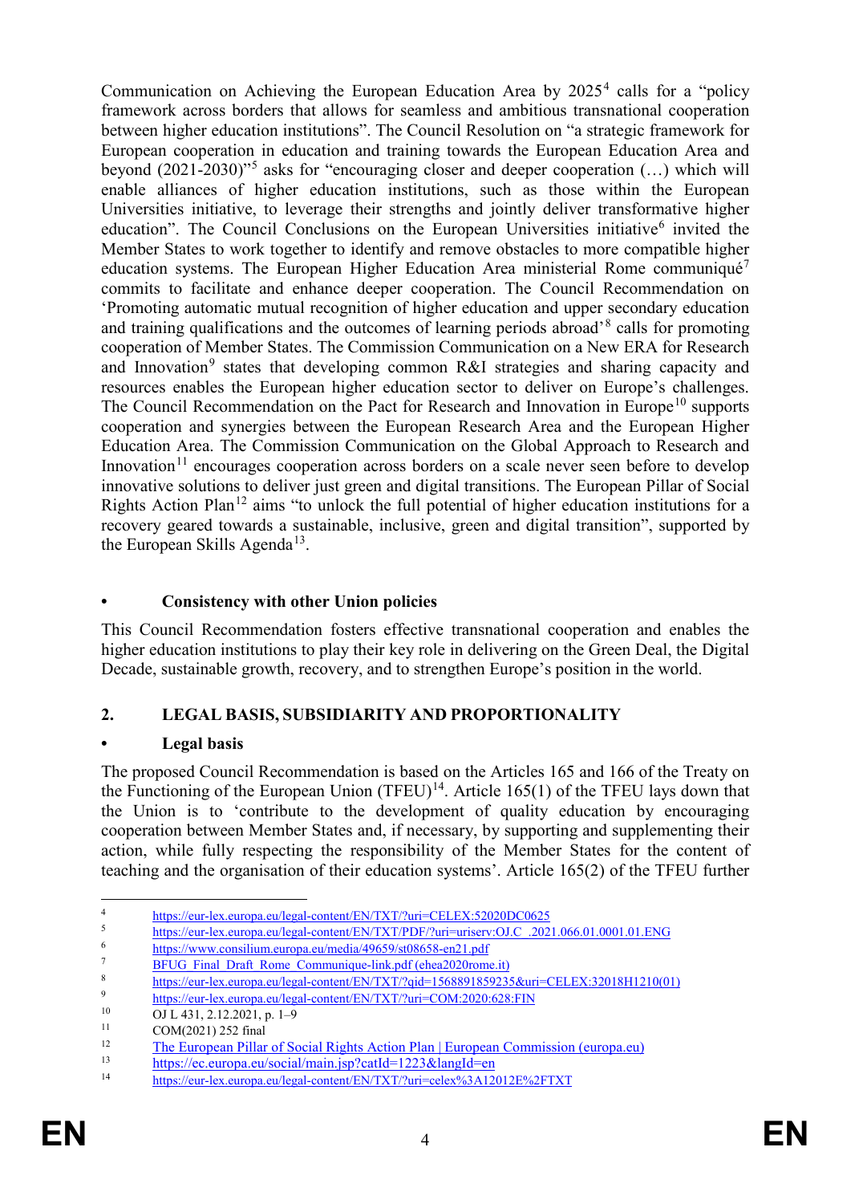Communication on Achieving the European Education Area by 2025[4] calls for a "policy framework across borders that allows for seamless and ambitious transnational cooperation between higher education institutions". The Council Resolution on "a strategic framework for European cooperation in education and training towards the European Education Area and beyond (2021-2030)"[5] asks for "encouraging closer and deeper cooperation (…) which will enable alliances of higher education institutions, such as those within the European Universities initiative, to leverage their strengths and jointly deliver transformative higher education". The Council Conclusions on the European Universities initiative[6] invited the Member States to work together to identify and remove obstacles to more compatible higher education systems. The European Higher Education Area ministerial Rome communiqué[7] commits to facilitate and enhance deeper cooperation. The Council Recommendation on 'Promoting automatic mutual recognition of higher education and upper secondary education and training qualifications and the outcomes of learning periods abroad'[8] calls for promoting cooperation of Member States. The Commission Communication on a New ERA for Research and Innovation[9] states that developing common R&I strategies and sharing capacity and resources enables the European higher education sector to deliver on Europe's challenges. The Council Recommendation on the Pact for Research and Innovation in Europe[10] supports cooperation and synergies between the European Research Area and the European Higher Education Area. The Commission Communication on the Global Approach to Research and Innovation[11] encourages cooperation across borders on a scale never seen before to develop innovative solutions to deliver just green and digital transitions. The European Pillar of Social Rights Action Plan[12] aims "to unlock the full potential of higher education institutions for a recovery geared towards a sustainable, inclusive, green and digital transition", supported by the European Skills Agenda[13].

### • Consistency with other Union policies

This Council Recommendation fosters effective transnational cooperation and enables the higher education institutions to play their key role in delivering on the Green Deal, the Digital Decade, sustainable growth, recovery, and to strengthen Europe's position in the world.

## 2. LEGAL BASIS, SUBSIDIARITY AND PROPORTIONALITY

### • Legal basis

The proposed Council Recommendation is based on the Articles 165 and 166 of the Treaty on the Functioning of the European Union (TFEU)[14]. Article 165(1) of the TFEU lays down that the Union is to 'contribute to the development of quality education by encouraging cooperation between Member States and, if necessary, by supporting and supplementing their action, while fully respecting the responsibility of the Member States for the content of teaching and the organisation of their education systems'. Article 165(2) of the TFEU further

---

[4] https://eur-lex.europa.eu/legal-content/EN/TXT/?uri=CELEX:52020DC0625

[5] https://eur-lex.europa.eu/legal-content/EN/TXT/PDF/?uri=uriserv:OJ.C_.2021.066.01.0001.01.ENG

[6] https://www.consilium.europa.eu/media/49659/st08658-en21.pdf

[7] BFUG_Final_Draft_Rome_Communique-link.pdf (ehea2020rome.it)

[8] https://eur-lex.europa.eu/legal-content/EN/TXT/?qid=1568891859235&uri=CELEX:32018H1210(01)

[9] https://eur-lex.europa.eu/legal-content/EN/TXT/?uri=COM:2020:628:FIN

[10] OJ L 431, 2.12.2021, p. 1–9

[11] COM(2021) 252 final

[12] The European Pillar of Social Rights Action Plan | European Commission (europa.eu)

[13] https://ec.europa.eu/social/main.jsp?catId=1223&langId=en

[14] https://eur-lex.europa.eu/legal-content/EN/TXT/?uri=celex%3A12012E%2FTXT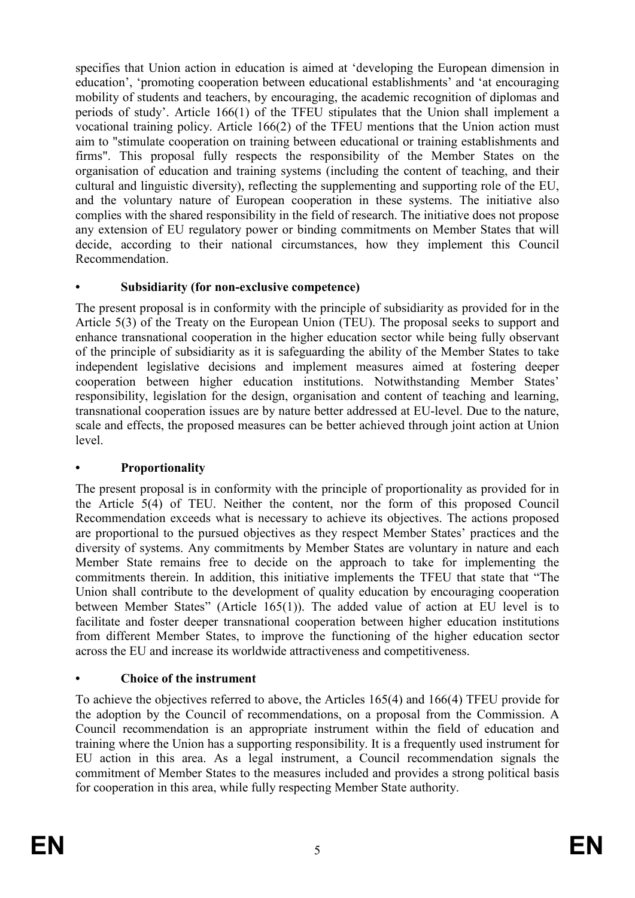specifies that Union action in education is aimed at 'developing the European dimension in education', 'promoting cooperation between educational establishments' and 'at encouraging mobility of students and teachers, by encouraging, the academic recognition of diplomas and periods of study'. Article 166(1) of the TFEU stipulates that the Union shall implement a vocational training policy. Article 166(2) of the TFEU mentions that the Union action must aim to "stimulate cooperation on training between educational or training establishments and firms". This proposal fully respects the responsibility of the Member States on the organisation of education and training systems (including the content of teaching, and their cultural and linguistic diversity), reflecting the supplementing and supporting role of the EU, and the voluntary nature of European cooperation in these systems. The initiative also complies with the shared responsibility in the field of research. The initiative does not propose any extension of EU regulatory power or binding commitments on Member States that will decide, according to their national circumstances, how they implement this Council Recommendation.

- **Subsidiarity (for non-exclusive competence)**

The present proposal is in conformity with the principle of subsidiarity as provided for in the Article 5(3) of the Treaty on the European Union (TEU). The proposal seeks to support and enhance transnational cooperation in the higher education sector while being fully observant of the principle of subsidiarity as it is safeguarding the ability of the Member States to take independent legislative decisions and implement measures aimed at fostering deeper cooperation between higher education institutions. Notwithstanding Member States' responsibility, legislation for the design, organisation and content of teaching and learning, transnational cooperation issues are by nature better addressed at EU-level. Due to the nature, scale and effects, the proposed measures can be better achieved through joint action at Union level.

- **Proportionality**

The present proposal is in conformity with the principle of proportionality as provided for in the Article 5(4) of TEU. Neither the content, nor the form of this proposed Council Recommendation exceeds what is necessary to achieve its objectives. The actions proposed are proportional to the pursued objectives as they respect Member States' practices and the diversity of systems. Any commitments by Member States are voluntary in nature and each Member State remains free to decide on the approach to take for implementing the commitments therein. In addition, this initiative implements the TFEU that state that "The Union shall contribute to the development of quality education by encouraging cooperation between Member States" (Article 165(1)). The added value of action at EU level is to facilitate and foster deeper transnational cooperation between higher education institutions from different Member States, to improve the functioning of the higher education sector across the EU and increase its worldwide attractiveness and competitiveness.

- **Choice of the instrument**

To achieve the objectives referred to above, the Articles 165(4) and 166(4) TFEU provide for the adoption by the Council of recommendations, on a proposal from the Commission. A Council recommendation is an appropriate instrument within the field of education and training where the Union has a supporting responsibility. It is a frequently used instrument for EU action in this area. As a legal instrument, a Council recommendation signals the commitment of Member States to the measures included and provides a strong political basis for cooperation in this area, while fully respecting Member State authority.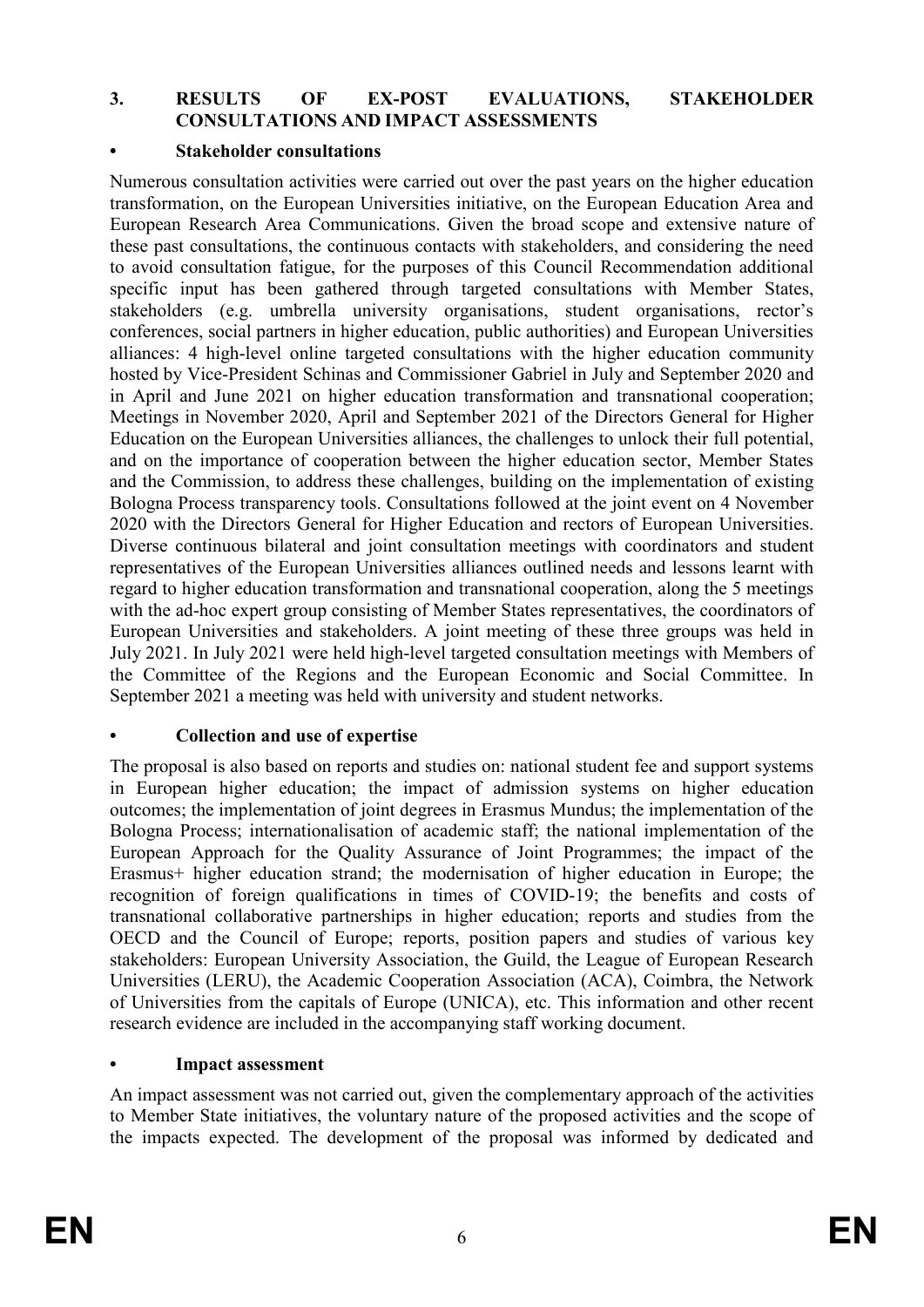## 3. RESULTS OF EX-POST EVALUATIONS, STAKEHOLDER CONSULTATIONS AND IMPACT ASSESSMENTS

### • Stakeholder consultations

Numerous consultation activities were carried out over the past years on the higher education transformation, on the European Universities initiative, on the European Education Area and European Research Area Communications. Given the broad scope and extensive nature of these past consultations, the continuous contacts with stakeholders, and considering the need to avoid consultation fatigue, for the purposes of this Council Recommendation additional specific input has been gathered through targeted consultations with Member States, stakeholders (e.g. umbrella university organisations, student organisations, rector's conferences, social partners in higher education, public authorities) and European Universities alliances: 4 high-level online targeted consultations with the higher education community hosted by Vice-President Schinas and Commissioner Gabriel in July and September 2020 and in April and June 2021 on higher education transformation and transnational cooperation; Meetings in November 2020, April and September 2021 of the Directors General for Higher Education on the European Universities alliances, the challenges to unlock their full potential, and on the importance of cooperation between the higher education sector, Member States and the Commission, to address these challenges, building on the implementation of existing Bologna Process transparency tools. Consultations followed at the joint event on 4 November 2020 with the Directors General for Higher Education and rectors of European Universities. Diverse continuous bilateral and joint consultation meetings with coordinators and student representatives of the European Universities alliances outlined needs and lessons learnt with regard to higher education transformation and transnational cooperation, along the 5 meetings with the ad-hoc expert group consisting of Member States representatives, the coordinators of European Universities and stakeholders. A joint meeting of these three groups was held in July 2021. In July 2021 were held high-level targeted consultation meetings with Members of the Committee of the Regions and the European Economic and Social Committee. In September 2021 a meeting was held with university and student networks.

### • Collection and use of expertise

The proposal is also based on reports and studies on: national student fee and support systems in European higher education; the impact of admission systems on higher education outcomes; the implementation of joint degrees in Erasmus Mundus; the implementation of the Bologna Process; internationalisation of academic staff; the national implementation of the European Approach for the Quality Assurance of Joint Programmes; the impact of the Erasmus+ higher education strand; the modernisation of higher education in Europe; the recognition of foreign qualifications in times of COVID-19; the benefits and costs of transnational collaborative partnerships in higher education; reports and studies from the OECD and the Council of Europe; reports, position papers and studies of various key stakeholders: European University Association, the Guild, the League of European Research Universities (LERU), the Academic Cooperation Association (ACA), Coimbra, the Network of Universities from the capitals of Europe (UNICA), etc. This information and other recent research evidence are included in the accompanying staff working document.

### • Impact assessment

An impact assessment was not carried out, given the complementary approach of the activities to Member State initiatives, the voluntary nature of the proposed activities and the scope of the impacts expected. The development of the proposal was informed by dedicated and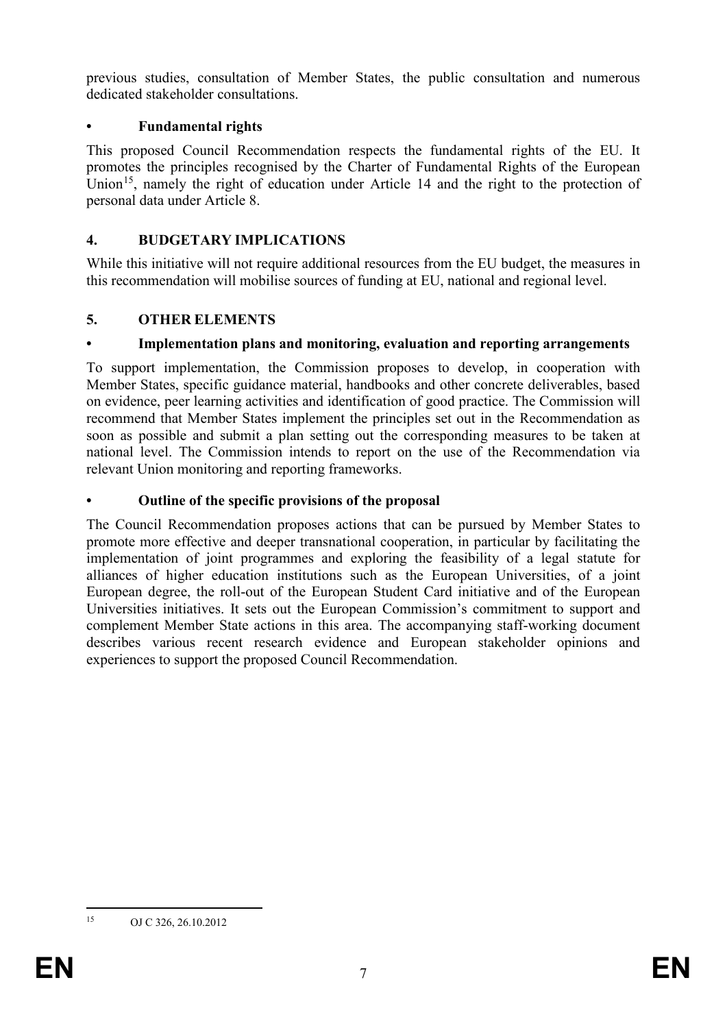previous studies, consultation of Member States, the public consultation and numerous dedicated stakeholder consultations.

- **Fundamental rights**

This proposed Council Recommendation respects the fundamental rights of the EU. It promotes the principles recognised by the Charter of Fundamental Rights of the European Union[15], namely the right of education under Article 14 and the right to the protection of personal data under Article 8.

## 4. BUDGETARY IMPLICATIONS

While this initiative will not require additional resources from the EU budget, the measures in this recommendation will mobilise sources of funding at EU, national and regional level.

## 5. OTHER ELEMENTS

- **Implementation plans and monitoring, evaluation and reporting arrangements**

To support implementation, the Commission proposes to develop, in cooperation with Member States, specific guidance material, handbooks and other concrete deliverables, based on evidence, peer learning activities and identification of good practice. The Commission will recommend that Member States implement the principles set out in the Recommendation as soon as possible and submit a plan setting out the corresponding measures to be taken at national level. The Commission intends to report on the use of the Recommendation via relevant Union monitoring and reporting frameworks.

- **Outline of the specific provisions of the proposal**

The Council Recommendation proposes actions that can be pursued by Member States to promote more effective and deeper transnational cooperation, in particular by facilitating the implementation of joint programmes and exploring the feasibility of a legal statute for alliances of higher education institutions such as the European Universities, of a joint European degree, the roll-out of the European Student Card initiative and of the European Universities initiatives. It sets out the European Commission's commitment to support and complement Member State actions in this area. The accompanying staff-working document describes various recent research evidence and European stakeholder opinions and experiences to support the proposed Council Recommendation.

---

[15] OJ C 326, 26.10.2012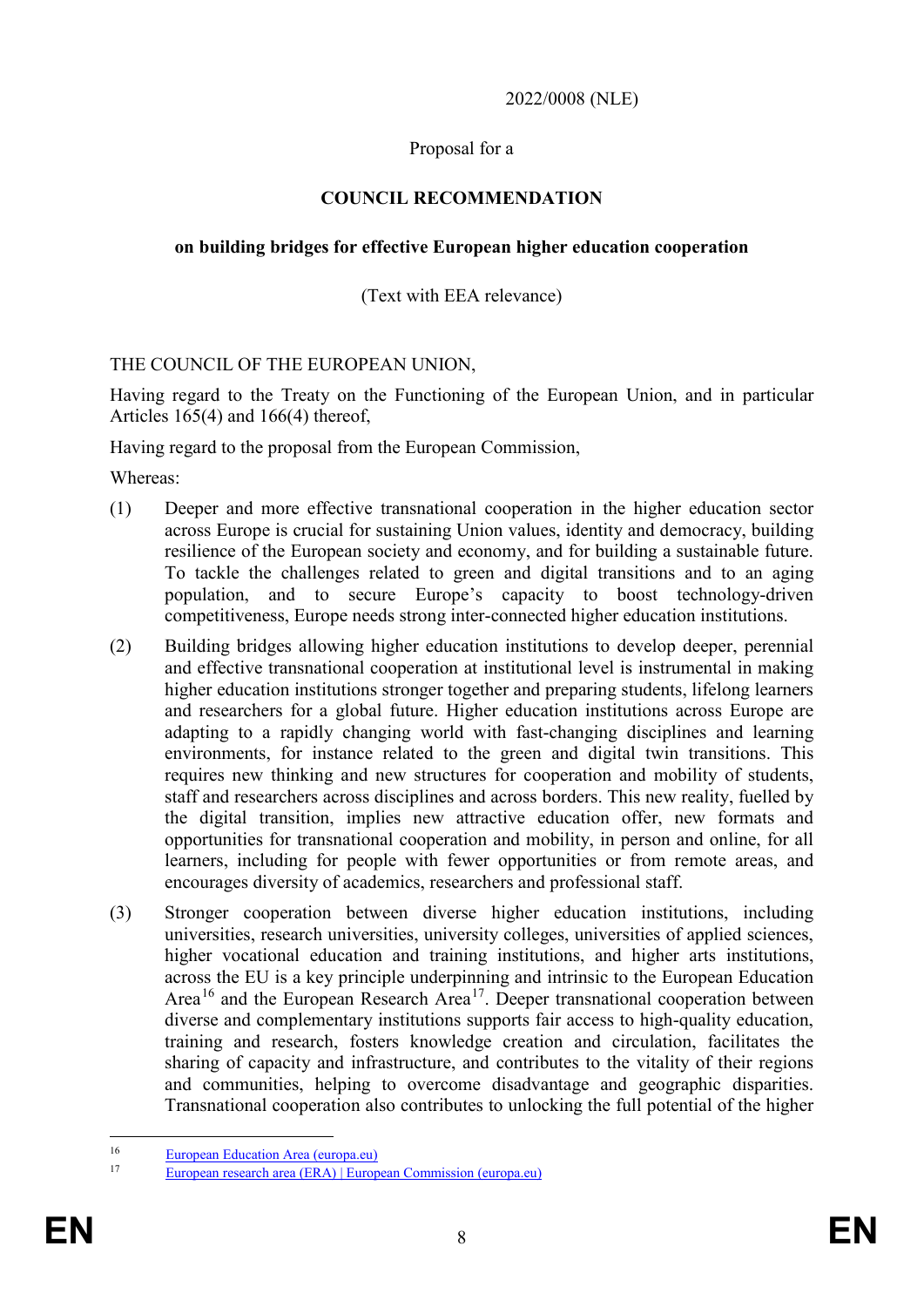2022/0008 (NLE)

Proposal for a

**COUNCIL RECOMMENDATION**

**on building bridges for effective European higher education cooperation**

(Text with EEA relevance)

THE COUNCIL OF THE EUROPEAN UNION,

Having regard to the Treaty on the Functioning of the European Union, and in particular Articles 165(4) and 166(4) thereof,

Having regard to the proposal from the European Commission,

Whereas:

(1) Deeper and more effective transnational cooperation in the higher education sector across Europe is crucial for sustaining Union values, identity and democracy, building resilience of the European society and economy, and for building a sustainable future. To tackle the challenges related to green and digital transitions and to an aging population, and to secure Europe's capacity to boost technology-driven competitiveness, Europe needs strong inter-connected higher education institutions.

(2) Building bridges allowing higher education institutions to develop deeper, perennial and effective transnational cooperation at institutional level is instrumental in making higher education institutions stronger together and preparing students, lifelong learners and researchers for a global future. Higher education institutions across Europe are adapting to a rapidly changing world with fast-changing disciplines and learning environments, for instance related to the green and digital twin transitions. This requires new thinking and new structures for cooperation and mobility of students, staff and researchers across disciplines and across borders. This new reality, fuelled by the digital transition, implies new attractive education offer, new formats and opportunities for transnational cooperation and mobility, in person and online, for all learners, including for people with fewer opportunities or from remote areas, and encourages diversity of academics, researchers and professional staff.

(3) Stronger cooperation between diverse higher education institutions, including universities, research universities, university colleges, universities of applied sciences, higher vocational education and training institutions, and higher arts institutions, across the EU is a key principle underpinning and intrinsic to the European Education Area[16] and the European Research Area[17]. Deeper transnational cooperation between diverse and complementary institutions supports fair access to high-quality education, training and research, fosters knowledge creation and circulation, facilitates the sharing of capacity and infrastructure, and contributes to the vitality of their regions and communities, helping to overcome disadvantage and geographic disparities. Transnational cooperation also contributes to unlocking the full potential of the higher

---

[16] European Education Area (europa.eu)

[17] European research area (ERA) | European Commission (europa.eu)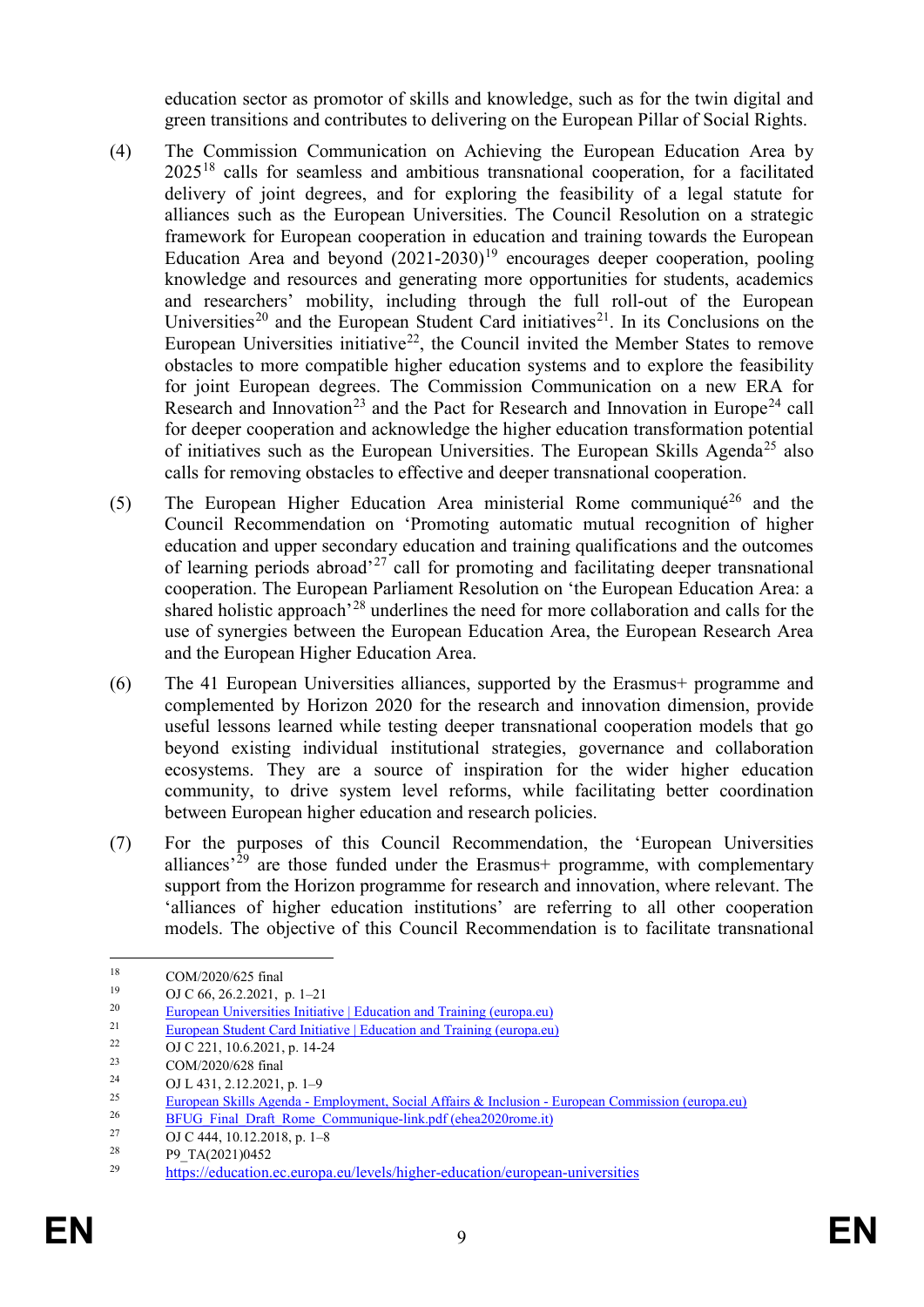education sector as promotor of skills and knowledge, such as for the twin digital and green transitions and contributes to delivering on the European Pillar of Social Rights.

(4) The Commission Communication on Achieving the European Education Area by 2025[18] calls for seamless and ambitious transnational cooperation, for a facilitated delivery of joint degrees, and for exploring the feasibility of a legal statute for alliances such as the European Universities. The Council Resolution on a strategic framework for European cooperation in education and training towards the European Education Area and beyond (2021-2030)[19] encourages deeper cooperation, pooling knowledge and resources and generating more opportunities for students, academics and researchers' mobility, including through the full roll-out of the European Universities[20] and the European Student Card initiatives[21]. In its Conclusions on the European Universities initiative[22], the Council invited the Member States to remove obstacles to more compatible higher education systems and to explore the feasibility for joint European degrees. The Commission Communication on a new ERA for Research and Innovation[23] and the Pact for Research and Innovation in Europe[24] call for deeper cooperation and acknowledge the higher education transformation potential of initiatives such as the European Universities. The European Skills Agenda[25] also calls for removing obstacles to effective and deeper transnational cooperation.

(5) The European Higher Education Area ministerial Rome communiqué[26] and the Council Recommendation on 'Promoting automatic mutual recognition of higher education and upper secondary education and training qualifications and the outcomes of learning periods abroad'[27] call for promoting and facilitating deeper transnational cooperation. The European Parliament Resolution on 'the European Education Area: a shared holistic approach'[28] underlines the need for more collaboration and calls for the use of synergies between the European Education Area, the European Research Area and the European Higher Education Area.

(6) The 41 European Universities alliances, supported by the Erasmus+ programme and complemented by Horizon 2020 for the research and innovation dimension, provide useful lessons learned while testing deeper transnational cooperation models that go beyond existing individual institutional strategies, governance and collaboration ecosystems. They are a source of inspiration for the wider higher education community, to drive system level reforms, while facilitating better coordination between European higher education and research policies.

(7) For the purposes of this Council Recommendation, the 'European Universities alliances'[29] are those funded under the Erasmus+ programme, with complementary support from the Horizon programme for research and innovation, where relevant. The 'alliances of higher education institutions' are referring to all other cooperation models. The objective of this Council Recommendation is to facilitate transnational

---

[18] COM/2020/625 final
[19] OJ C 66, 26.2.2021, p. 1–21
[20] European Universities Initiative | Education and Training (europa.eu)
[21] European Student Card Initiative | Education and Training (europa.eu)
[22] OJ C 221, 10.6.2021, p. 14-24
[23] COM/2020/628 final
[24] OJ L 431, 2.12.2021, p. 1–9
[25] European Skills Agenda - Employment, Social Affairs & Inclusion - European Commission (europa.eu)
[26] BFUG_Final_Draft_Rome_Communique-link.pdf (ehea2020rome.it)
[27] OJ C 444, 10.12.2018, p. 1–8
[28] P9_TA(2021)0452
[29] https://education.ec.europa.eu/levels/higher-education/european-universities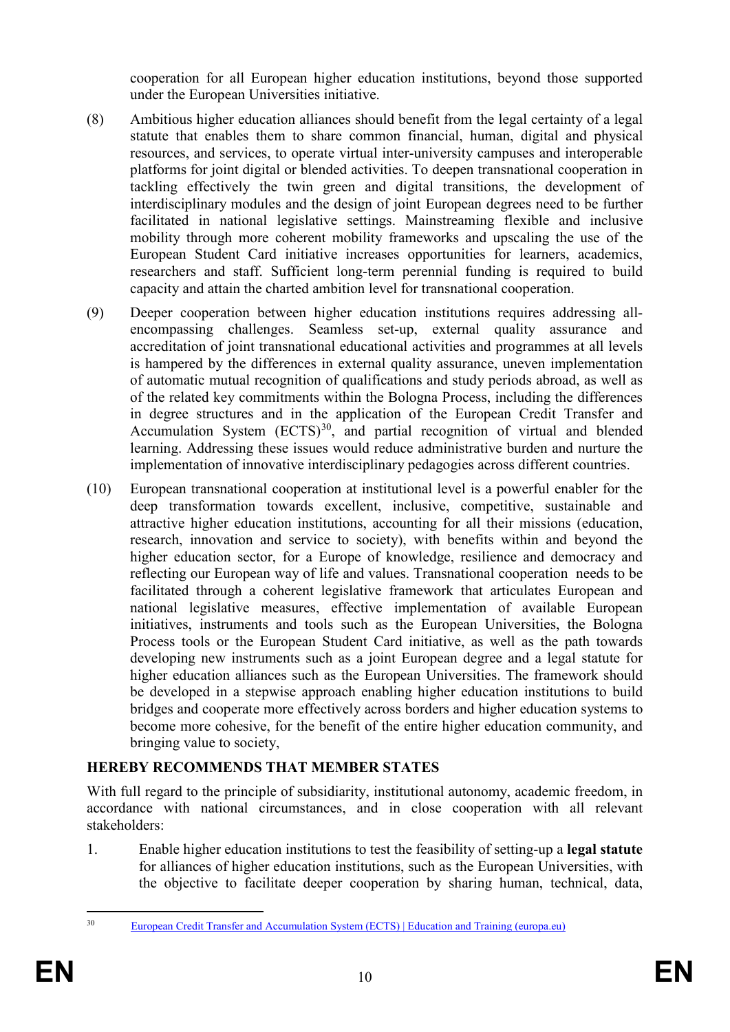cooperation for all European higher education institutions, beyond those supported under the European Universities initiative.

(8) Ambitious higher education alliances should benefit from the legal certainty of a legal statute that enables them to share common financial, human, digital and physical resources, and services, to operate virtual inter-university campuses and interoperable platforms for joint digital or blended activities. To deepen transnational cooperation in tackling effectively the twin green and digital transitions, the development of interdisciplinary modules and the design of joint European degrees need to be further facilitated in national legislative settings. Mainstreaming flexible and inclusive mobility through more coherent mobility frameworks and upscaling the use of the European Student Card initiative increases opportunities for learners, academics, researchers and staff. Sufficient long-term perennial funding is required to build capacity and attain the charted ambition level for transnational cooperation.

(9) Deeper cooperation between higher education institutions requires addressing all-encompassing challenges. Seamless set-up, external quality assurance and accreditation of joint transnational educational activities and programmes at all levels is hampered by the differences in external quality assurance, uneven implementation of automatic mutual recognition of qualifications and study periods abroad, as well as of the related key commitments within the Bologna Process, including the differences in degree structures and in the application of the European Credit Transfer and Accumulation System (ECTS)[30], and partial recognition of virtual and blended learning. Addressing these issues would reduce administrative burden and nurture the implementation of innovative interdisciplinary pedagogies across different countries.

(10) European transnational cooperation at institutional level is a powerful enabler for the deep transformation towards excellent, inclusive, competitive, sustainable and attractive higher education institutions, accounting for all their missions (education, research, innovation and service to society), with benefits within and beyond the higher education sector, for a Europe of knowledge, resilience and democracy and reflecting our European way of life and values. Transnational cooperation needs to be facilitated through a coherent legislative framework that articulates European and national legislative measures, effective implementation of available European initiatives, instruments and tools such as the European Universities, the Bologna Process tools or the European Student Card initiative, as well as the path towards developing new instruments such as a joint European degree and a legal statute for higher education alliances such as the European Universities. The framework should be developed in a stepwise approach enabling higher education institutions to build bridges and cooperate more effectively across borders and higher education systems to become more cohesive, for the benefit of the entire higher education community, and bringing value to society,

**HEREBY RECOMMENDS THAT MEMBER STATES**

With full regard to the principle of subsidiarity, institutional autonomy, academic freedom, in accordance with national circumstances, and in close cooperation with all relevant stakeholders:

1. Enable higher education institutions to test the feasibility of setting-up a **legal statute** for alliances of higher education institutions, such as the European Universities, with the objective to facilitate deeper cooperation by sharing human, technical, data,

---

[30] European Credit Transfer and Accumulation System (ECTS) | Education and Training (europa.eu)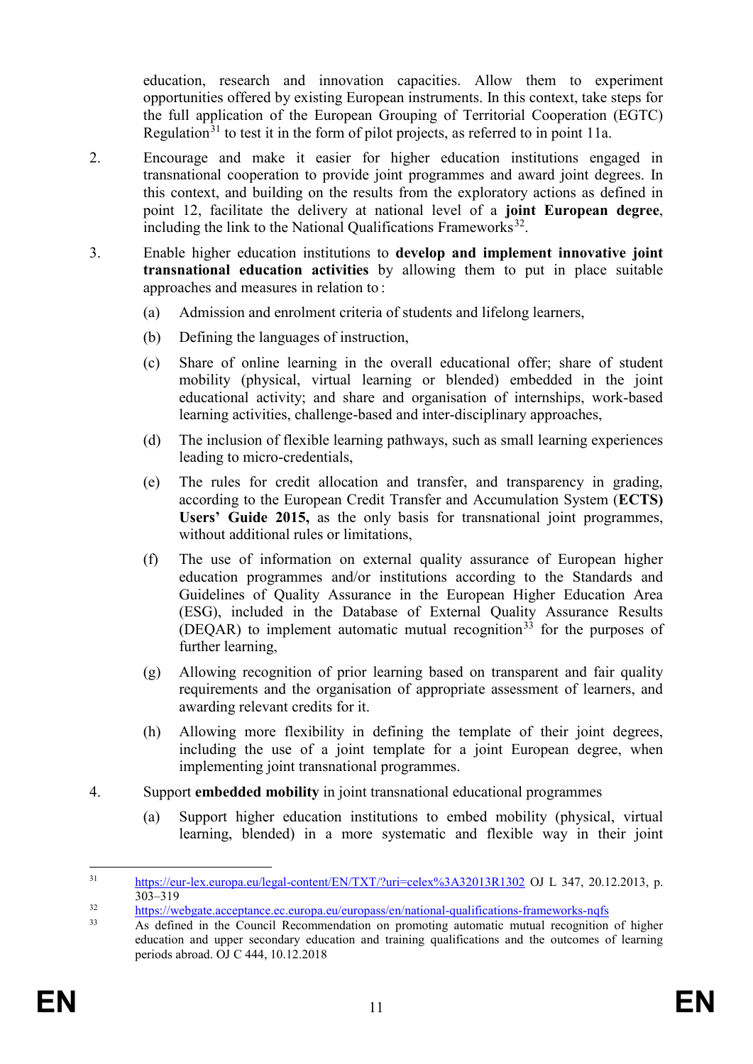education, research and innovation capacities. Allow them to experiment opportunities offered by existing European instruments. In this context, take steps for the full application of the European Grouping of Territorial Cooperation (EGTC) Regulation[31] to test it in the form of pilot projects, as referred to in point 11a.

2. Encourage and make it easier for higher education institutions engaged in transnational cooperation to provide joint programmes and award joint degrees. In this context, and building on the results from the exploratory actions as defined in point 12, facilitate the delivery at national level of a **joint European degree**, including the link to the National Qualifications Frameworks[32].

3. Enable higher education institutions to **develop and implement innovative joint transnational education activities** by allowing them to put in place suitable approaches and measures in relation to :

   (a) Admission and enrolment criteria of students and lifelong learners,

   (b) Defining the languages of instruction,

   (c) Share of online learning in the overall educational offer; share of student mobility (physical, virtual learning or blended) embedded in the joint educational activity; and share and organisation of internships, work-based learning activities, challenge-based and inter-disciplinary approaches,

   (d) The inclusion of flexible learning pathways, such as small learning experiences leading to micro-credentials,

   (e) The rules for credit allocation and transfer, and transparency in grading, according to the European Credit Transfer and Accumulation System (**ECTS) Users' Guide 2015,** as the only basis for transnational joint programmes, without additional rules or limitations,

   (f) The use of information on external quality assurance of European higher education programmes and/or institutions according to the Standards and Guidelines of Quality Assurance in the European Higher Education Area (ESG), included in the Database of External Quality Assurance Results (DEQAR) to implement automatic mutual recognition[33] for the purposes of further learning,

   (g) Allowing recognition of prior learning based on transparent and fair quality requirements and the organisation of appropriate assessment of learners, and awarding relevant credits for it.

   (h) Allowing more flexibility in defining the template of their joint degrees, including the use of a joint template for a joint European degree, when implementing joint transnational programmes.

4. Support **embedded mobility** in joint transnational educational programmes

   (a) Support higher education institutions to embed mobility (physical, virtual learning, blended) in a more systematic and flexible way in their joint

---

[31] https://eur-lex.europa.eu/legal-content/EN/TXT/?uri=celex%3A32013R1302 OJ L 347, 20.12.2013, p. 303–319

[32] https://webgate.acceptance.ec.europa.eu/europass/en/national-qualifications-frameworks-nqfs

[33] As defined in the Council Recommendation on promoting automatic mutual recognition of higher education and upper secondary education and training qualifications and the outcomes of learning periods abroad. OJ C 444, 10.12.2018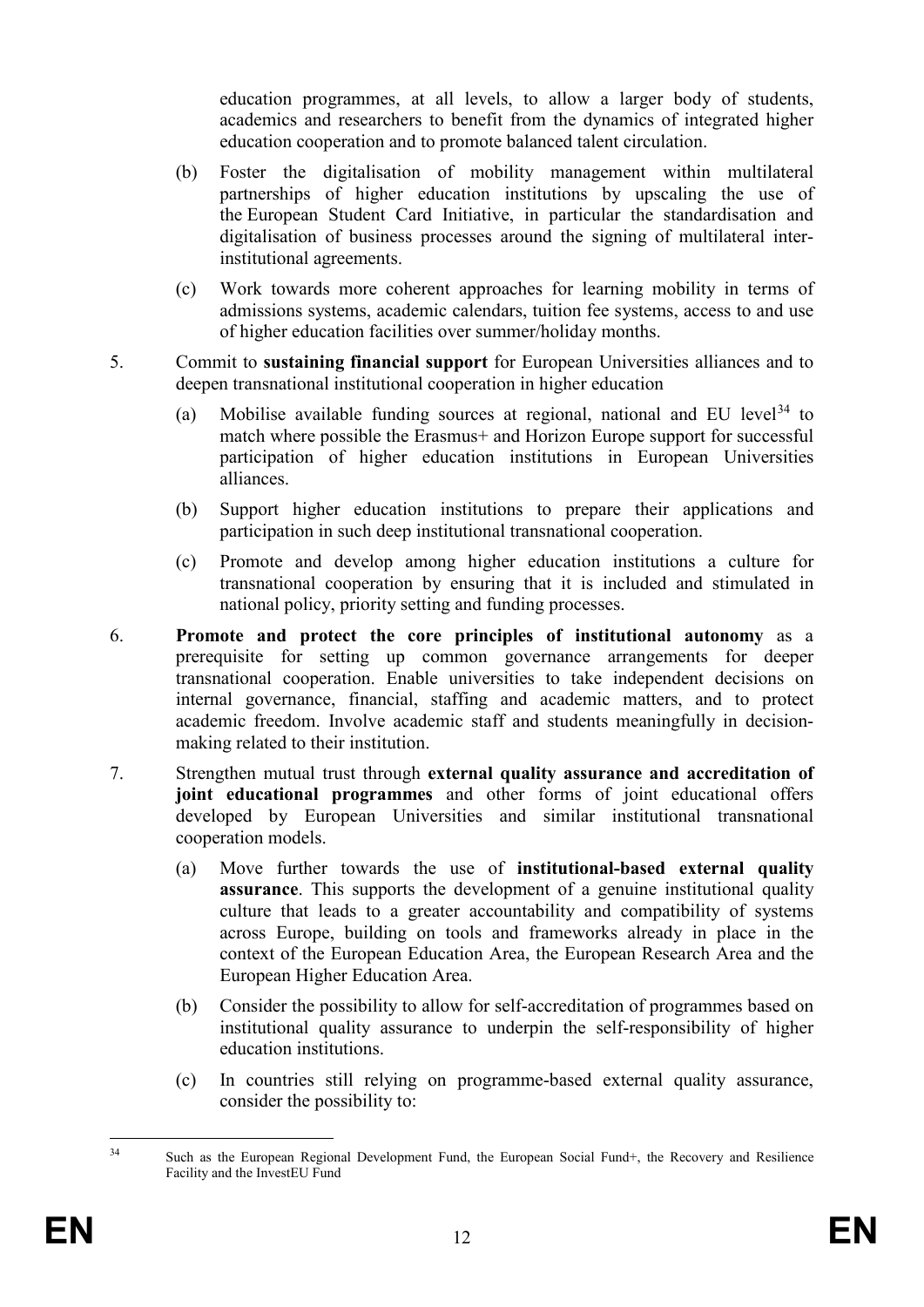education programmes, at all levels, to allow a larger body of students, academics and researchers to benefit from the dynamics of integrated higher education cooperation and to promote balanced talent circulation.

(b) Foster the digitalisation of mobility management within multilateral partnerships of higher education institutions by upscaling the use of the European Student Card Initiative, in particular the standardisation and digitalisation of business processes around the signing of multilateral inter-institutional agreements.

(c) Work towards more coherent approaches for learning mobility in terms of admissions systems, academic calendars, tuition fee systems, access to and use of higher education facilities over summer/holiday months.

5. Commit to **sustaining financial support** for European Universities alliances and to deepen transnational institutional cooperation in higher education

(a) Mobilise available funding sources at regional, national and EU level[34] to match where possible the Erasmus+ and Horizon Europe support for successful participation of higher education institutions in European Universities alliances.

(b) Support higher education institutions to prepare their applications and participation in such deep institutional transnational cooperation.

(c) Promote and develop among higher education institutions a culture for transnational cooperation by ensuring that it is included and stimulated in national policy, priority setting and funding processes.

6. **Promote and protect the core principles of institutional autonomy** as a prerequisite for setting up common governance arrangements for deeper transnational cooperation. Enable universities to take independent decisions on internal governance, financial, staffing and academic matters, and to protect academic freedom. Involve academic staff and students meaningfully in decision-making related to their institution.

7. Strengthen mutual trust through **external quality assurance and accreditation of joint educational programmes** and other forms of joint educational offers developed by European Universities and similar institutional transnational cooperation models.

(a) Move further towards the use of **institutional-based external quality assurance**. This supports the development of a genuine institutional quality culture that leads to a greater accountability and compatibility of systems across Europe, building on tools and frameworks already in place in the context of the European Education Area, the European Research Area and the European Higher Education Area.

(b) Consider the possibility to allow for self-accreditation of programmes based on institutional quality assurance to underpin the self-responsibility of higher education institutions.

(c) In countries still relying on programme-based external quality assurance, consider the possibility to:

---

[34] Such as the European Regional Development Fund, the European Social Fund+, the Recovery and Resilience Facility and the InvestEU Fund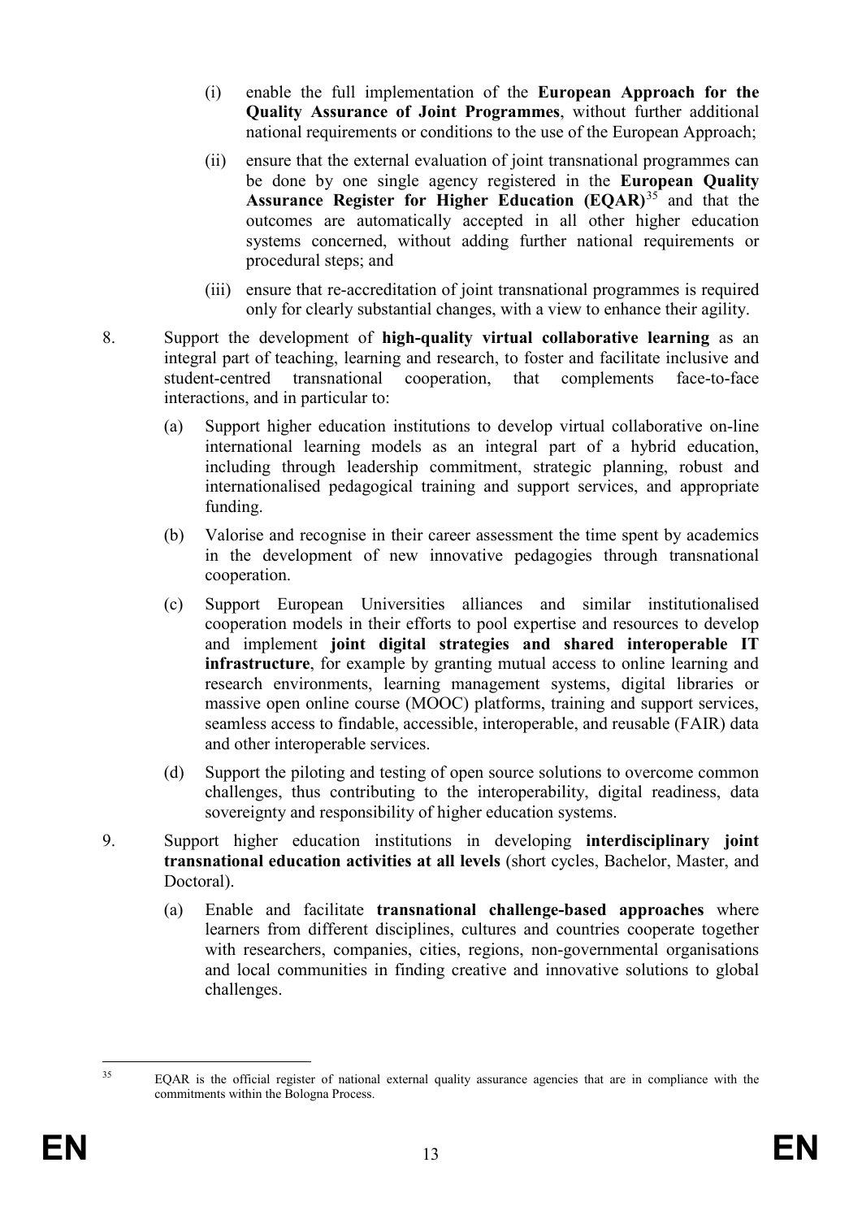(i) enable the full implementation of the **European Approach for the Quality Assurance of Joint Programmes**, without further additional national requirements or conditions to the use of the European Approach;

(ii) ensure that the external evaluation of joint transnational programmes can be done by one single agency registered in the **European Quality Assurance Register for Higher Education (EQAR)**[35] and that the outcomes are automatically accepted in all other higher education systems concerned, without adding further national requirements or procedural steps; and

(iii) ensure that re-accreditation of joint transnational programmes is required only for clearly substantial changes, with a view to enhance their agility.

8. Support the development of **high-quality virtual collaborative learning** as an integral part of teaching, learning and research, to foster and facilitate inclusive and student-centred transnational cooperation, that complements face-to-face interactions, and in particular to:

   (a) Support higher education institutions to develop virtual collaborative on-line international learning models as an integral part of a hybrid education, including through leadership commitment, strategic planning, robust and internationalised pedagogical training and support services, and appropriate funding.

   (b) Valorise and recognise in their career assessment the time spent by academics in the development of new innovative pedagogies through transnational cooperation.

   (c) Support European Universities alliances and similar institutionalised cooperation models in their efforts to pool expertise and resources to develop and implement **joint digital strategies and shared interoperable IT infrastructure**, for example by granting mutual access to online learning and research environments, learning management systems, digital libraries or massive open online course (MOOC) platforms, training and support services, seamless access to findable, accessible, interoperable, and reusable (FAIR) data and other interoperable services.

   (d) Support the piloting and testing of open source solutions to overcome common challenges, thus contributing to the interoperability, digital readiness, data sovereignty and responsibility of higher education systems.

9. Support higher education institutions in developing **interdisciplinary joint transnational education activities at all levels** (short cycles, Bachelor, Master, and Doctoral).

   (a) Enable and facilitate **transnational challenge-based approaches** where learners from different disciplines, cultures and countries cooperate together with researchers, companies, cities, regions, non-governmental organisations and local communities in finding creative and innovative solutions to global challenges.

---

[35] EQAR is the official register of national external quality assurance agencies that are in compliance with the commitments within the Bologna Process.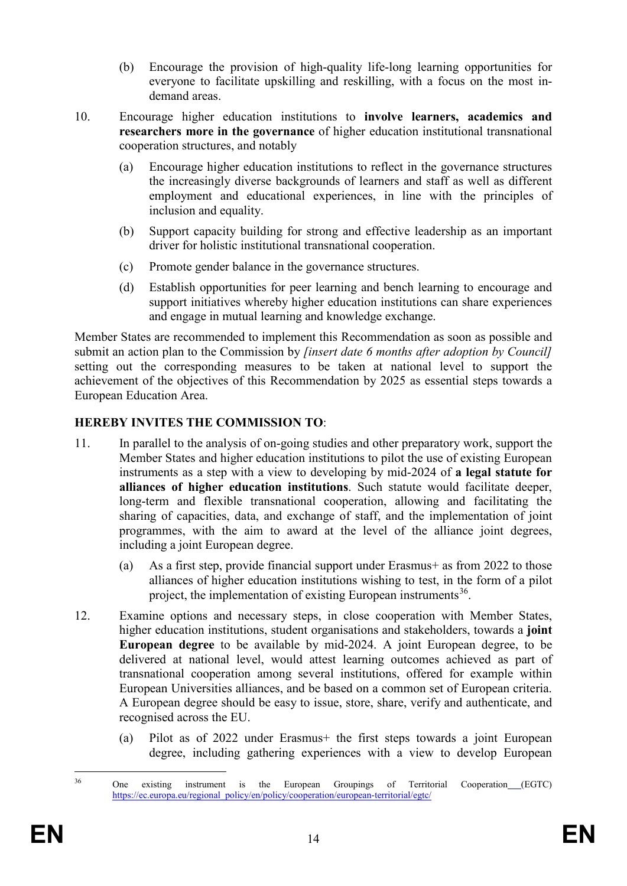(b) Encourage the provision of high-quality life-long learning opportunities for everyone to facilitate upskilling and reskilling, with a focus on the most in-demand areas.

10. Encourage higher education institutions to **involve learners, academics and researchers more in the governance** of higher education institutional transnational cooperation structures, and notably

    (a) Encourage higher education institutions to reflect in the governance structures the increasingly diverse backgrounds of learners and staff as well as different employment and educational experiences, in line with the principles of inclusion and equality.

    (b) Support capacity building for strong and effective leadership as an important driver for holistic institutional transnational cooperation.

    (c) Promote gender balance in the governance structures.

    (d) Establish opportunities for peer learning and bench learning to encourage and support initiatives whereby higher education institutions can share experiences and engage in mutual learning and knowledge exchange.

Member States are recommended to implement this Recommendation as soon as possible and submit an action plan to the Commission by *[insert date 6 months after adoption by Council]* setting out the corresponding measures to be taken at national level to support the achievement of the objectives of this Recommendation by 2025 as essential steps towards a European Education Area.

**HEREBY INVITES THE COMMISSION TO**:

11. In parallel to the analysis of on-going studies and other preparatory work, support the Member States and higher education institutions to pilot the use of existing European instruments as a step with a view to developing by mid-2024 of **a legal statute for alliances of higher education institutions**. Such statute would facilitate deeper, long-term and flexible transnational cooperation, allowing and facilitating the sharing of capacities, data, and exchange of staff, and the implementation of joint programmes, with the aim to award at the level of the alliance joint degrees, including a joint European degree.

    (a) As a first step, provide financial support under Erasmus+ as from 2022 to those alliances of higher education institutions wishing to test, in the form of a pilot project, the implementation of existing European instruments[36].

12. Examine options and necessary steps, in close cooperation with Member States, higher education institutions, student organisations and stakeholders, towards a **joint European degree** to be available by mid-2024. A joint European degree, to be delivered at national level, would attest learning outcomes achieved as part of transnational cooperation among several institutions, offered for example within European Universities alliances, and be based on a common set of European criteria. A European degree should be easy to issue, store, share, verify and authenticate, and recognised across the EU.

    (a) Pilot as of 2022 under Erasmus+ the first steps towards a joint European degree, including gathering experiences with a view to develop European

---

[36] One existing instrument is the European Groupings of Territorial Cooperation (EGTC) https://ec.europa.eu/regional_policy/en/policy/cooperation/european-territorial/egtc/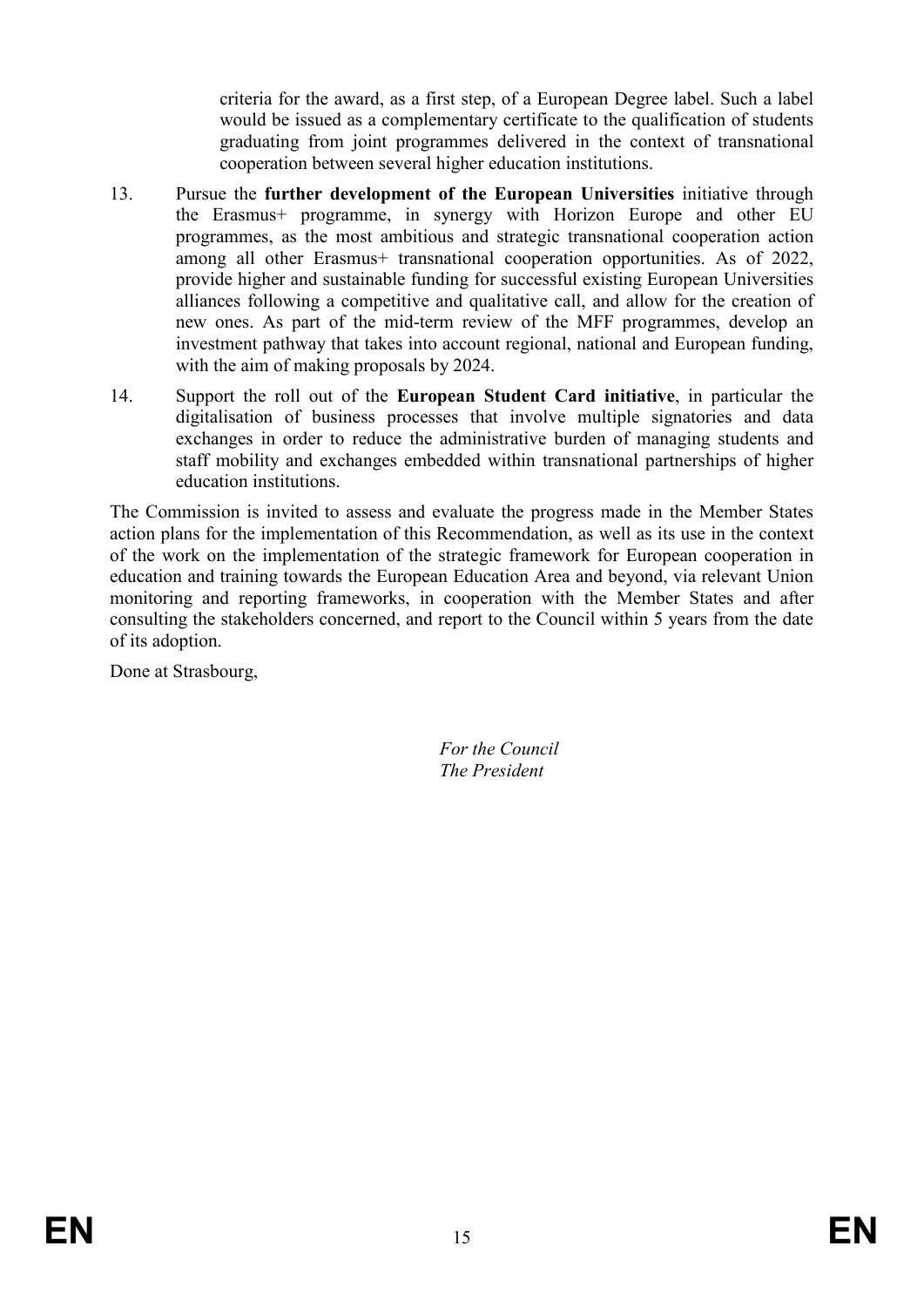criteria for the award, as a first step, of a European Degree label. Such a label would be issued as a complementary certificate to the qualification of students graduating from joint programmes delivered in the context of transnational cooperation between several higher education institutions.

13. Pursue the **further development of the European Universities** initiative through the Erasmus+ programme, in synergy with Horizon Europe and other EU programmes, as the most ambitious and strategic transnational cooperation action among all other Erasmus+ transnational cooperation opportunities. As of 2022, provide higher and sustainable funding for successful existing European Universities alliances following a competitive and qualitative call, and allow for the creation of new ones. As part of the mid-term review of the MFF programmes, develop an investment pathway that takes into account regional, national and European funding, with the aim of making proposals by 2024.

14. Support the roll out of the **European Student Card initiative**, in particular the digitalisation of business processes that involve multiple signatories and data exchanges in order to reduce the administrative burden of managing students and staff mobility and exchanges embedded within transnational partnerships of higher education institutions.

The Commission is invited to assess and evaluate the progress made in the Member States action plans for the implementation of this Recommendation, as well as its use in the context of the work on the implementation of the strategic framework for European cooperation in education and training towards the European Education Area and beyond, via relevant Union monitoring and reporting frameworks, in cooperation with the Member States and after consulting the stakeholders concerned, and report to the Council within 5 years from the date of its adoption.

Done at Strasbourg,

*For the Council*
*The President*